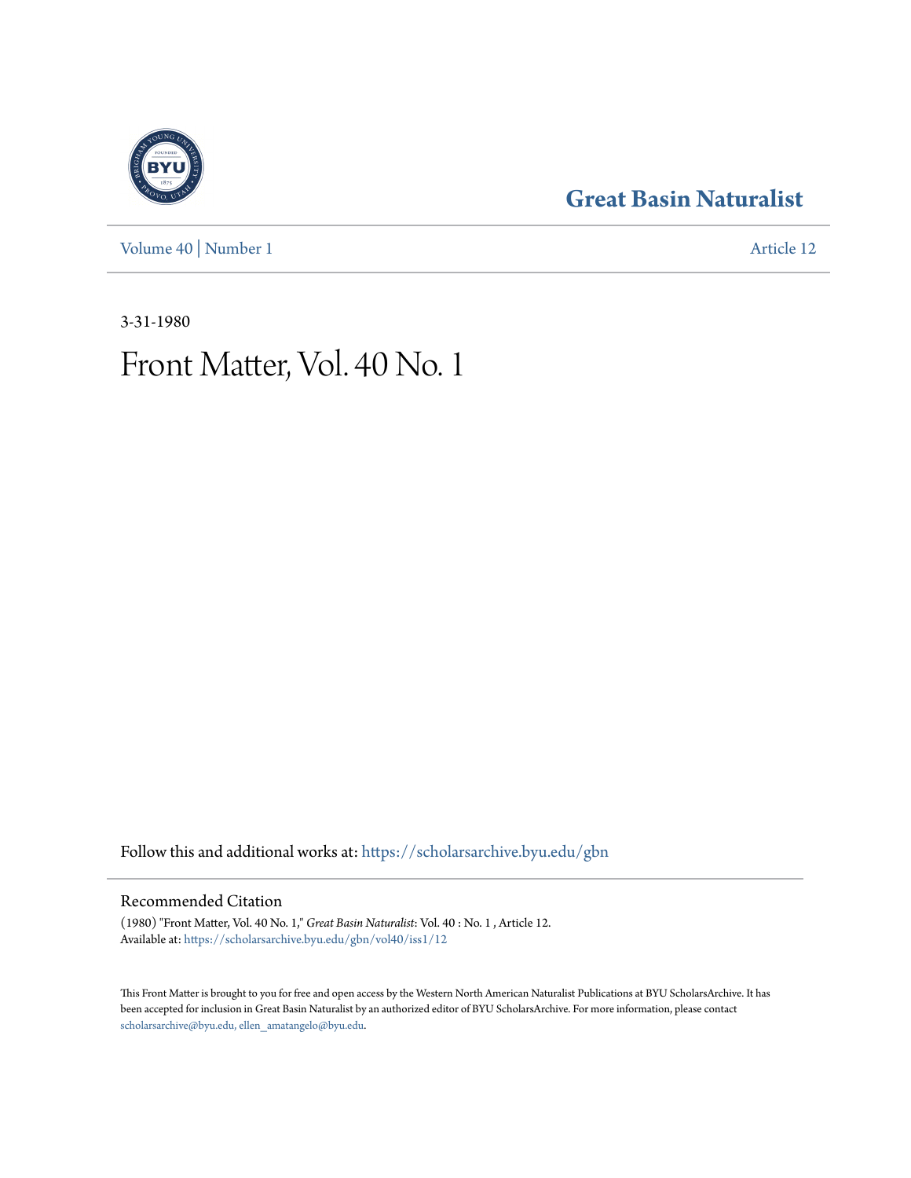# Great Basin Naturalist

Volume 40 | Number 1 Article 12

3-31-1980

# Front Matter, Vol. 40 No. 1

Follow this and additional works at: https://scholarsarchive.byu.edu/gbn

## Recommended Citation

(1980) "Front Matter, Vol. 40 No. 1," *Great Basin Naturalist*: Vol. 40 : No. 1 , Article 12.
Available at: https://scholarsarchive.byu.edu/gbn/vol40/iss1/12

This Front Matter is brought to you for free and open access by the Western North American Naturalist Publications at BYU ScholarsArchive. It has been accepted for inclusion in Great Basin Naturalist by an authorized editor of BYU ScholarsArchive. For more information, please contact scholarsarchive@byu.edu, ellen_amatangelo@byu.edu.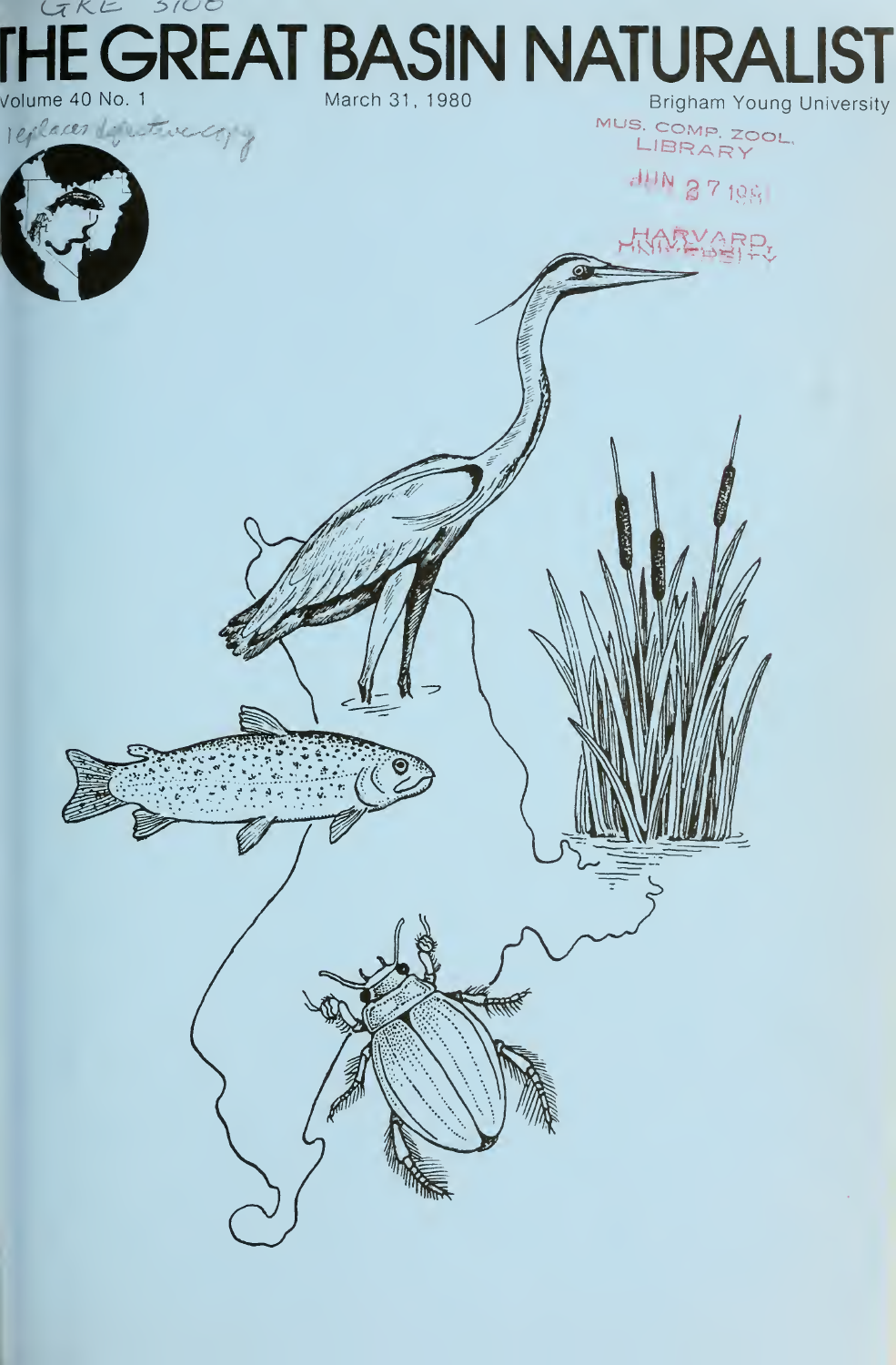GRE 3100

# THE GREAT BASIN NATURALIST

Volume 40 No. 1 — March 31, 1980 — Brigham Young University

replaces defective copy

MUS. COMP. ZOOL. LIBRARY

JUN 27 1981

HARVARD UNIVERSITY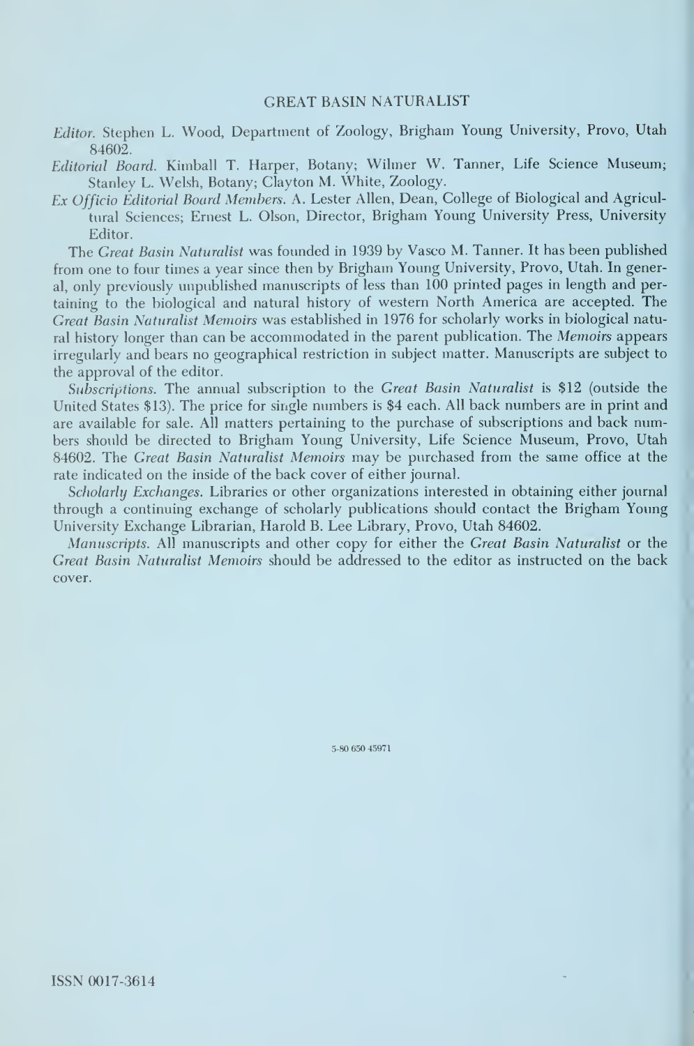# GREAT BASIN NATURALIST

*Editor.* Stephen L. Wood, Department of Zoology, Brigham Young University, Provo, Utah 84602.

*Editorial Board.* Kimball T. Harper, Botany; Wilmer W. Tanner, Life Science Museum; Stanley L. Welsh, Botany; Clayton M. White, Zoology.

*Ex Officio Editorial Board Members.* A. Lester Allen, Dean, College of Biological and Agricultural Sciences; Ernest L. Olson, Director, Brigham Young University Press, University Editor.

The *Great Basin Naturalist* was founded in 1939 by Vasco M. Tanner. It has been published from one to four times a year since then by Brigham Young University, Provo, Utah. In general, only previously unpublished manuscripts of less than 100 printed pages in length and pertaining to the biological and natural history of western North America are accepted. The *Great Basin Naturalist Memoirs* was established in 1976 for scholarly works in biological natural history longer than can be accommodated in the parent publication. The *Memoirs* appears irregularly and bears no geographical restriction in subject matter. Manuscripts are subject to the approval of the editor.

*Subscriptions.* The annual subscription to the *Great Basin Naturalist* is $12 (outside the United States $13). The price for single numbers is $4 each. All back numbers are in print and are available for sale. All matters pertaining to the purchase of subscriptions and back numbers should be directed to Brigham Young University, Life Science Museum, Provo, Utah 84602. The *Great Basin Naturalist Memoirs* may be purchased from the same office at the rate indicated on the inside of the back cover of either journal.

*Scholarly Exchanges.* Libraries or other organizations interested in obtaining either journal through a continuing exchange of scholarly publications should contact the Brigham Young University Exchange Librarian, Harold B. Lee Library, Provo, Utah 84602.

*Manuscripts.* All manuscripts and other copy for either the *Great Basin Naturalist* or the *Great Basin Naturalist Memoirs* should be addressed to the editor as instructed on the back cover.

5-80 650 45971

ISSN 0017-3614